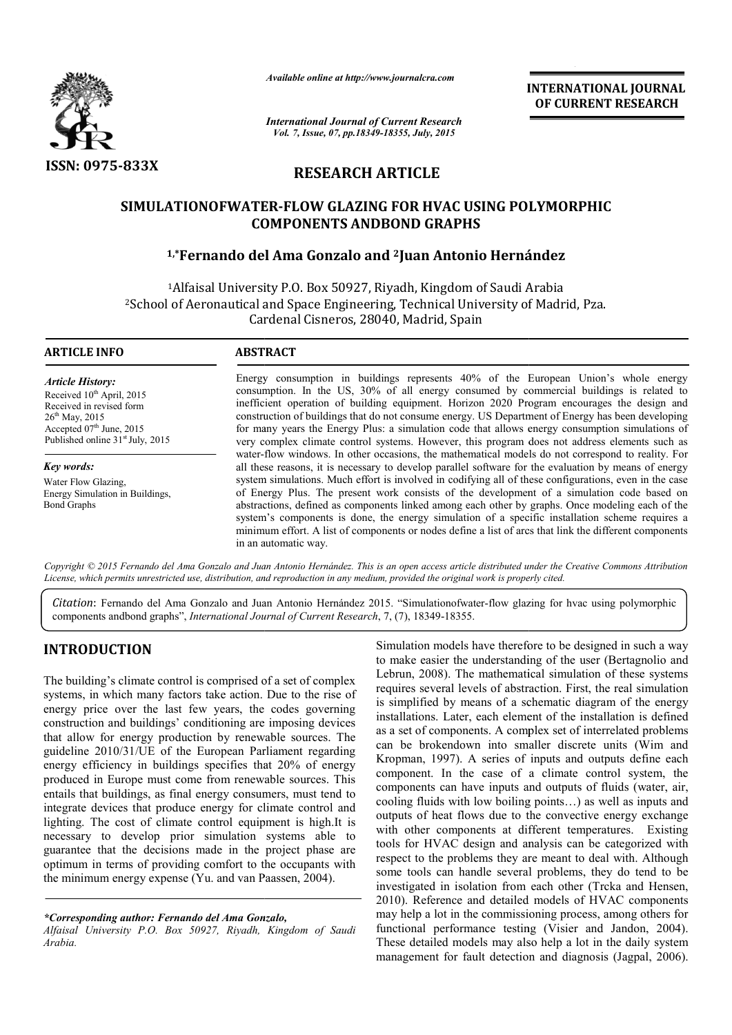# RESEARCH ARTICLE

## SIMULATIONOFWATER-FLOW GLAZING FOR HVAC USING POLYMORPHIC COMPONENTS ANDBOND GRAPHS

**[1,*]Fernando del Ama Gonzalo and [2]Juan Antonio Hernández**

[1]Alfaisal University P.O. Box 50927, Riyadh, Kingdom of Saudi Arabia

[2]School of Aeronautical and Space Engineering, Technical University of Madrid, Pza. Cardenal Cisneros, 28040, Madrid, Spain

### ARTICLE INFO

*Article History:*

Received 10th April, 2015

Received in revised form 26th May, 2015

Accepted 07th June, 2015

Published online 31st July, 2015

*Key words:*

Water Flow Glazing,

Energy Simulation in Buildings,

Bond Graphs

### ABSTRACT

Energy consumption in buildings represents 40% of the European Union's whole energy consumption. In the US, 30% of all energy consumed by commercial buildings is related to inefficient operation of building equipment. Horizon 2020 Program encourages the design and construction of buildings that do not consume energy. US Department of Energy has been developing for many years the Energy Plus: a simulation code that allows energy consumption simulations of very complex climate control systems. However, this program does not address elements such as water-flow windows. In other occasions, the mathematical models do not correspond to reality. For all these reasons, it is necessary to develop parallel software for the evaluation by means of energy system simulations. Much effort is involved in codifying all of these configurations, even in the case of Energy Plus. The present work consists of the development of a simulation code based on abstractions, defined as components linked among each other by graphs. Once modeling each of the system's components is done, the energy simulation of a specific installation scheme requires a minimum effort. A list of components or nodes define a list of arcs that link the different components in an automatic way.

*Copyright © 2015 Fernando del Ama Gonzalo and Juan Antonio Hernández. This is an open access article distributed under the Creative Commons Attribution License, which permits unrestricted use, distribution, and reproduction in any medium, provided the original work is properly cited.*

*Citation*: Fernando del Ama Gonzalo and Juan Antonio Hernández 2015. "Simulationofwater-flow glazing for hvac using polymorphic components andbond graphs", *International Journal of Current Research*, 7, (7), 18349-18355.

## INTRODUCTION

The building's climate control is comprised of a set of complex systems, in which many factors take action. Due to the rise of energy price over the last few years, the codes governing construction and buildings' conditioning are imposing devices that allow for energy production by renewable sources. The guideline 2010/31/UE of the European Parliament regarding energy efficiency in buildings specifies that 20% of energy produced in Europe must come from renewable sources. This entails that buildings, as final energy consumers, must tend to integrate devices that produce energy for climate control and lighting. The cost of climate control equipment is high.It is necessary to develop prior simulation systems able to guarantee that the decisions made in the project phase are optimum in terms of providing comfort to the occupants with the minimum energy expense (Yu. and van Paassen, 2004).

Simulation models have therefore to be designed in such a way to make easier the understanding of the user (Bertagnolio and Lebrun, 2008). The mathematical simulation of these systems requires several levels of abstraction. First, the real simulation is simplified by means of a schematic diagram of the energy installations. Later, each element of the installation is defined as a set of components. A complex set of interrelated problems can be brokendown into smaller discrete units (Wim and Kropman, 1997). A series of inputs and outputs define each component. In the case of a climate control system, the components can have inputs and outputs of fluids (water, air, cooling fluids with low boiling points…) as well as inputs and outputs of heat flows due to the convective energy exchange with other components at different temperatures. Existing tools for HVAC design and analysis can be categorized with respect to the problems they are meant to deal with. Although some tools can handle several problems, they do tend to be investigated in isolation from each other (Trcka and Hensen, 2010). Reference and detailed models of HVAC components may help a lot in the commissioning process, among others for functional performance testing (Visier and Jandon, 2004). These detailed models may also help a lot in the daily system management for fault detection and diagnosis (Jagpal, 2006).

*\*Corresponding author: Fernando del Ama Gonzalo,*

*Alfaisal University P.O. Box 50927, Riyadh, Kingdom of Saudi Arabia.*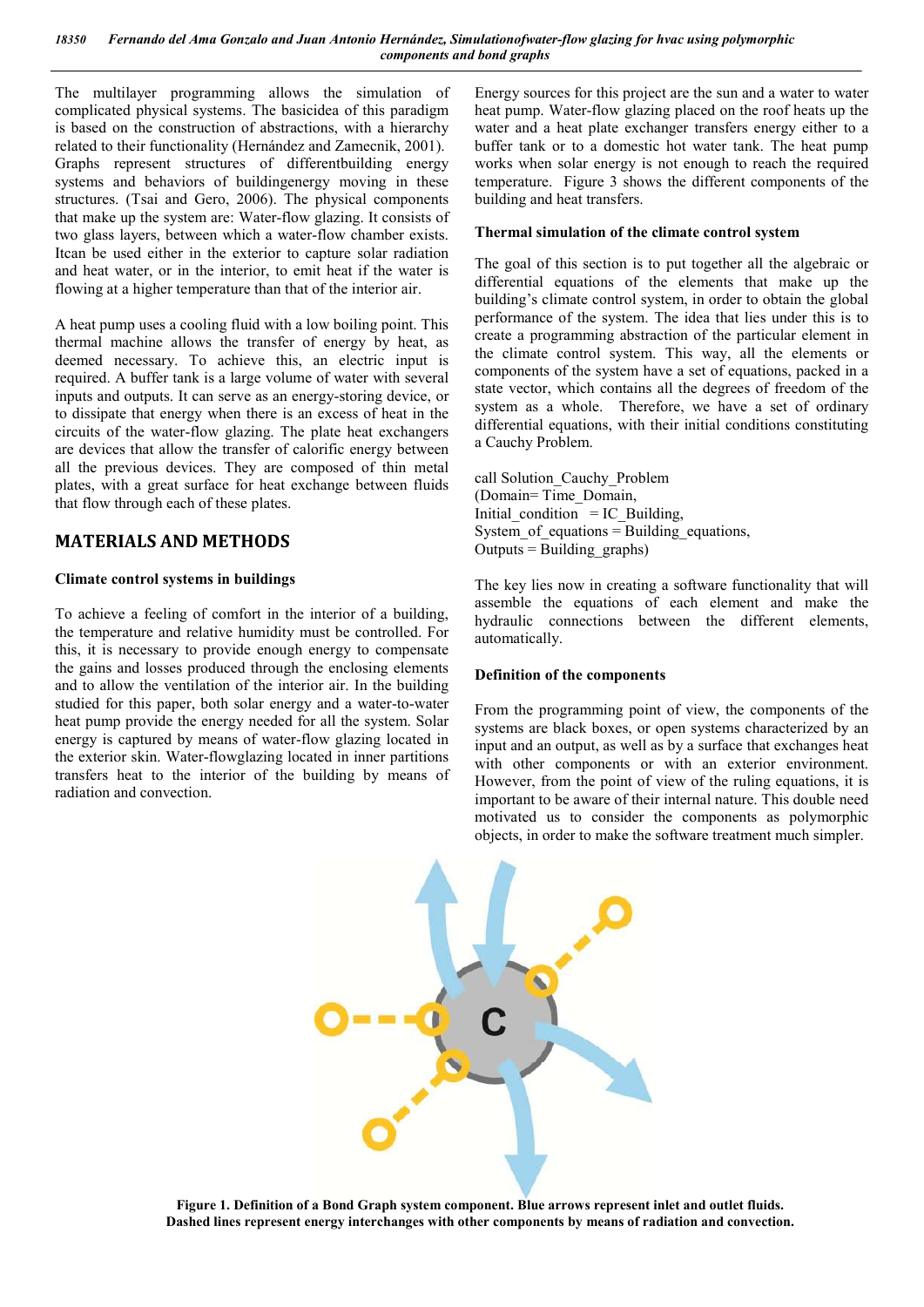The multilayer programming allows the simulation of complicated physical systems. The basicidea of this paradigm is based on the construction of abstractions, with a hierarchy related to their functionality (Hernández and Zamecnik, 2001). Graphs represent structures of differentbuilding energy systems and behaviors of buildingenergy moving in these structures. (Tsai and Gero, 2006). The physical components that make up the system are: Water-flow glazing. It consists of two glass layers, between which a water-flow chamber exists. Itcan be used either in the exterior to capture solar radiation and heat water, or in the interior, to emit heat if the water is flowing at a higher temperature than that of the interior air.

A heat pump uses a cooling fluid with a low boiling point. This thermal machine allows the transfer of energy by heat, as deemed necessary. To achieve this, an electric input is required. A buffer tank is a large volume of water with several inputs and outputs. It can serve as an energy-storing device, or to dissipate that energy when there is an excess of heat in the circuits of the water-flow glazing. The plate heat exchangers are devices that allow the transfer of calorific energy between all the previous devices. They are composed of thin metal plates, with a great surface for heat exchange between fluids that flow through each of these plates.

## MATERIALS AND METHODS

### Climate control systems in buildings

To achieve a feeling of comfort in the interior of a building, the temperature and relative humidity must be controlled. For this, it is necessary to provide enough energy to compensate the gains and losses produced through the enclosing elements and to allow the ventilation of the interior air. In the building studied for this paper, both solar energy and a water-to-water heat pump provide the energy needed for all the system. Solar energy is captured by means of water-flow glazing located in the exterior skin. Water-flowglazing located in inner partitions transfers heat to the interior of the building by means of radiation and convection.

Energy sources for this project are the sun and a water to water heat pump. Water-flow glazing placed on the roof heats up the water and a heat plate exchanger transfers energy either to a buffer tank or to a domestic hot water tank. The heat pump works when solar energy is not enough to reach the required temperature. Figure 3 shows the different components of the building and heat transfers.

### Thermal simulation of the climate control system

The goal of this section is to put together all the algebraic or differential equations of the elements that make up the building's climate control system, in order to obtain the global performance of the system. The idea that lies under this is to create a programming abstraction of the particular element in the climate control system. This way, all the elements or components of the system have a set of equations, packed in a state vector, which contains all the degrees of freedom of the system as a whole. Therefore, we have a set of ordinary differential equations, with their initial conditions constituting a Cauchy Problem.

```
call Solution_Cauchy_Problem
(Domain= Time_Domain,
Initial_condition  = IC_Building,
System_of_equations = Building_equations,
Outputs = Building_graphs)
```

The key lies now in creating a software functionality that will assemble the equations of each element and make the hydraulic connections between the different elements, automatically.

### Definition of the components

From the programming point of view, the components of the systems are black boxes, or open systems characterized by an input and an output, as well as by a surface that exchanges heat with other components or with an exterior environment. However, from the point of view of the ruling equations, it is important to be aware of their internal nature. This double need motivated us to consider the components as polymorphic objects, in order to make the software treatment much simpler.

**Figure 1. Definition of a Bond Graph system component. Blue arrows represent inlet and outlet fluids. Dashed lines represent energy interchanges with other components by means of radiation and convection.**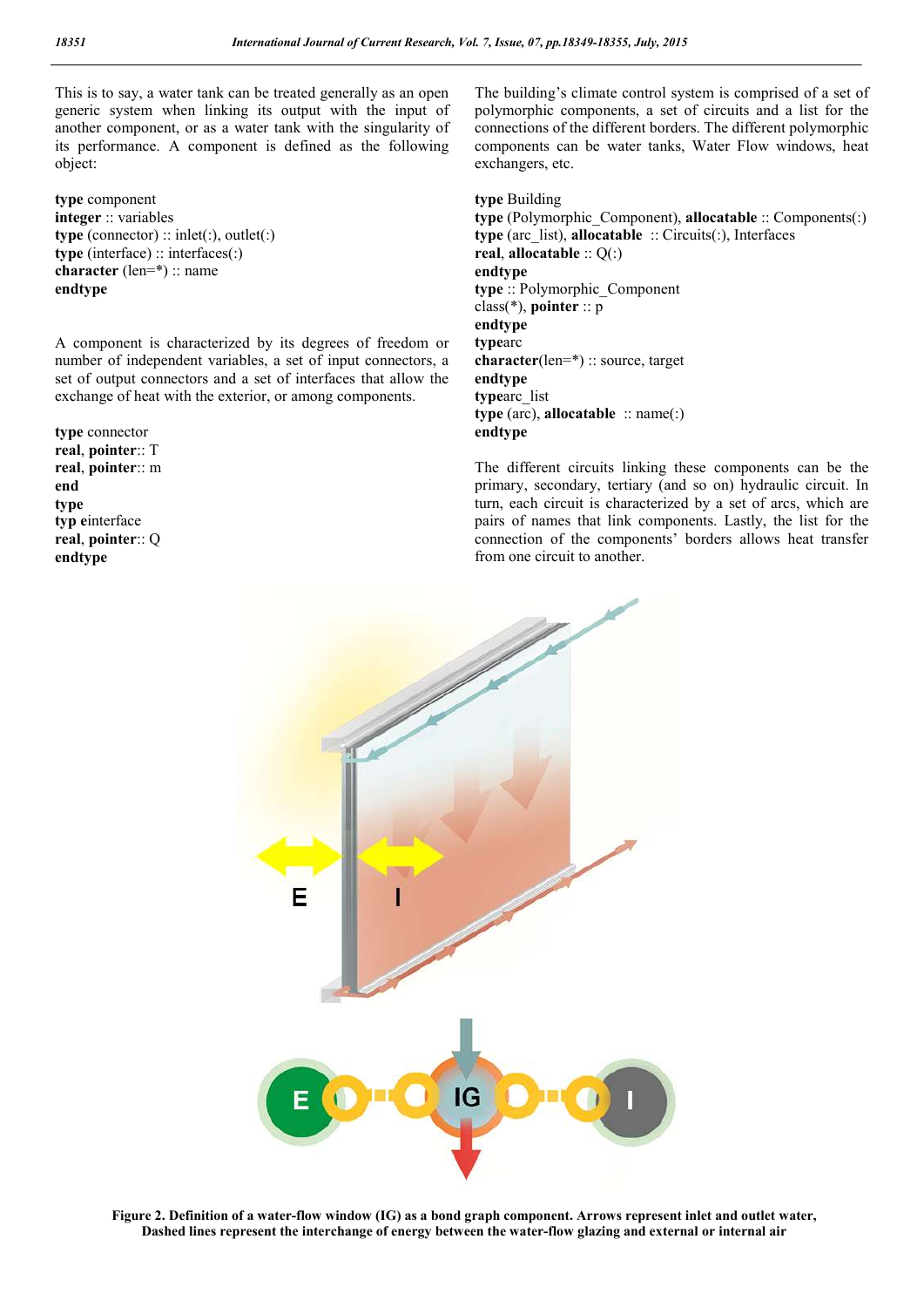This is to say, a water tank can be treated generally as an open generic system when linking its output with the input of another component, or as a water tank with the singularity of its performance. A component is defined as the following object:

```
type component
integer :: variables
type (connector) :: inlet(:), outlet(:)
type (interface) :: interfaces(:)
character (len=*) :: name
endtype
```

A component is characterized by its degrees of freedom or number of independent variables, a set of input connectors, a set of output connectors and a set of interfaces that allow the exchange of heat with the exterior, or among components.

```
type connector
real, pointer:: T
real, pointer:: m
end
type
typ einterface
real, pointer:: Q
endtype
```

The building's climate control system is comprised of a set of polymorphic components, a set of circuits and a list for the connections of the different borders. The different polymorphic components can be water tanks, Water Flow windows, heat exchangers, etc.

```
type Building
type (Polymorphic_Component), allocatable :: Components(:)
type (arc_list), allocatable  :: Circuits(:), Interfaces
real, allocatable :: Q(:)
endtype
type :: Polymorphic_Component
class(*), pointer :: p
endtype
typearc
character(len=*) :: source, target
endtype
typearc_list
type (arc), allocatable  :: name(:)
endtype
```

The different circuits linking these components can be the primary, secondary, tertiary (and so on) hydraulic circuit. In turn, each circuit is characterized by a set of arcs, which are pairs of names that link components. Lastly, the list for the connection of the components' borders allows heat transfer from one circuit to another.

**Figure 2. Definition of a water-flow window (IG) as a bond graph component. Arrows represent inlet and outlet water, Dashed lines represent the interchange of energy between the water-flow glazing and external or internal air**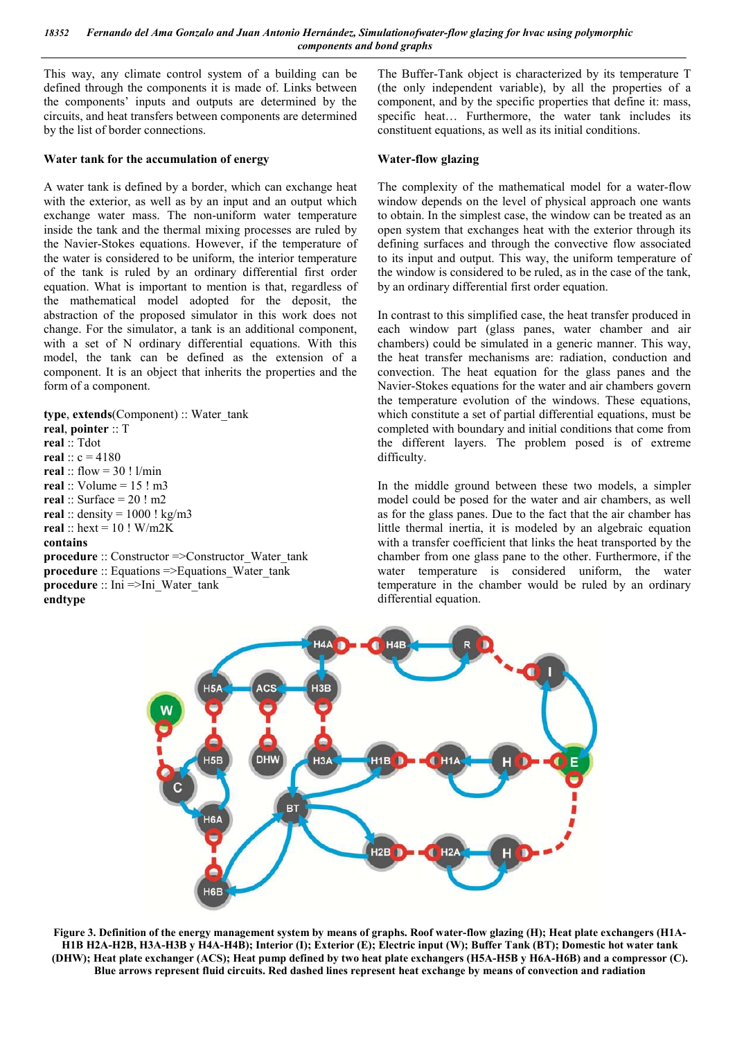This way, any climate control system of a building can be defined through the components it is made of. Links between the components' inputs and outputs are determined by the circuits, and heat transfers between components are determined by the list of border connections.

### Water tank for the accumulation of energy

A water tank is defined by a border, which can exchange heat with the exterior, as well as by an input and an output which exchange water mass. The non-uniform water temperature inside the tank and the thermal mixing processes are ruled by the Navier-Stokes equations. However, if the temperature of the water is considered to be uniform, the interior temperature of the tank is ruled by an ordinary differential first order equation. What is important to mention is that, regardless of the mathematical model adopted for the deposit, the abstraction of the proposed simulator in this work does not change. For the simulator, a tank is an additional component, with a set of N ordinary differential equations. With this model, the tank can be defined as the extension of a component. It is an object that inherits the properties and the form of a component.

```
type, extends(Component) :: Water_tank
real, pointer :: T
real :: Tdot
real :: c = 4180
real :: flow = 30 ! l/min
real :: Volume = 15 ! m3
real :: Surface = 20 ! m2
real :: density = 1000 ! kg/m3
real :: hext = 10 ! W/m2K
contains
procedure :: Constructor =>Constructor_Water_tank
procedure :: Equations =>Equations_Water_tank
procedure :: Ini =>Ini_Water_tank
endtype
```

The Buffer-Tank object is characterized by its temperature T (the only independent variable), by all the properties of a component, and by the specific properties that define it: mass, specific heat… Furthermore, the water tank includes its constituent equations, as well as its initial conditions.

### Water-flow glazing

The complexity of the mathematical model for a water-flow window depends on the level of physical approach one wants to obtain. In the simplest case, the window can be treated as an open system that exchanges heat with the exterior through its defining surfaces and through the convective flow associated to its input and output. This way, the uniform temperature of the window is considered to be ruled, as in the case of the tank, by an ordinary differential first order equation.

In contrast to this simplified case, the heat transfer produced in each window part (glass panes, water chamber and air chambers) could be simulated in a generic manner. This way, the heat transfer mechanisms are: radiation, conduction and convection. The heat equation for the glass panes and the Navier-Stokes equations for the water and air chambers govern the temperature evolution of the windows. These equations, which constitute a set of partial differential equations, must be completed with boundary and initial conditions that come from the different layers. The problem posed is of extreme difficulty.

In the middle ground between these two models, a simpler model could be posed for the water and air chambers, as well as for the glass panes. Due to the fact that the air chamber has little thermal inertia, it is modeled by an algebraic equation with a transfer coefficient that links the heat transported by the chamber from one glass pane to the other. Furthermore, if the water temperature is considered uniform, the water temperature in the chamber would be ruled by an ordinary differential equation.

**Figure 3. Definition of the energy management system by means of graphs. Roof water-flow glazing (H); Heat plate exchangers (H1A-H1B H2A-H2B, H3A-H3B y H4A-H4B); Interior (I); Exterior (E); Electric input (W); Buffer Tank (BT); Domestic hot water tank (DHW); Heat plate exchanger (ACS); Heat pump defined by two heat plate exchangers (H5A-H5B y H6A-H6B) and a compressor (C). Blue arrows represent fluid circuits. Red dashed lines represent heat exchange by means of convection and radiation**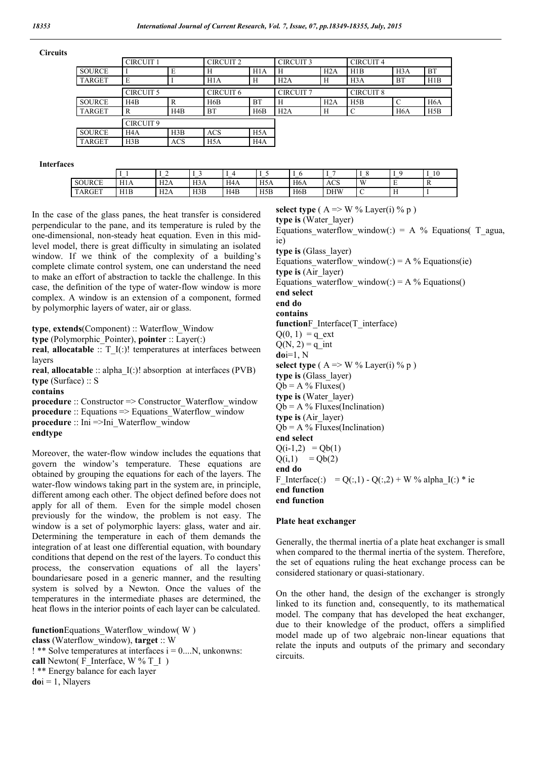**Circuits**

| | CIRCUIT 1 | | CIRCUIT 2 | | CIRCUIT 3 | | CIRCUIT 4 | | |
|---|---|---|---|---|---|---|---|---|---|
| SOURCE | I | E | H | H1A | H | H2A | H1B | H3A | BT |
| TARGET | E | I | H1A | H | H2A | H | H3A | BT | H1B |

| | CIRCUIT 5 | | CIRCUIT 6 | | CIRCUIT 7 | | CIRCUIT 8 | | |
|---|---|---|---|---|---|---|---|---|---|
| SOURCE | H4B | R | H6B | BT | H | H2A | H5B | C | H6A |
| TARGET | R | H4B | BT | H6B | H2A | H | C | H6A | H5B |

| | CIRCUIT 9 | | | |
|---|---|---|---|---|
| SOURCE | H4A | H3B | ACS | H5A |
| TARGET | H3B | ACS | H5A | H4A |

**Interfaces**

| | I_1 | I_2 | I_3 | I_4 | I_5 | I_6 | I_7 | I_8 | I_9 | I_10 |
|---|---|---|---|---|---|---|---|---|---|---|
| SOURCE | H1A | H2A | H3A | H4A | H5A | H6A | ACS | W | E | R |
| TARGET | H1B | H2A | H3B | H4B | H5B | H6B | DHW | C | H | I |

In the case of the glass panes, the heat transfer is considered perpendicular to the pane, and its temperature is ruled by the one-dimensional, non-steady heat equation. Even in this mid-level model, there is great difficulty in simulating an isolated window. If we think of the complexity of a building's complete climate control system, one can understand the need to make an effort of abstraction to tackle the challenge. In this case, the definition of the type of water-flow window is more complex. A window is an extension of a component, formed by polymorphic layers of water, air or glass.

```
type, extends(Component) :: Waterflow_Window
type (Polymorphic_Pointer), pointer :: Layer(:)
real, allocatable :: T_I(:)! temperatures at interfaces between layers
real, allocatable :: alpha_I(:)! absorption  at interfaces (PVB)
type (Surface) :: S
contains
procedure :: Constructor => Constructor_Waterflow_window
procedure :: Equations => Equations_Waterflow_window
procedure :: Ini =>Ini_Waterflow_window
endtype
```

Moreover, the water-flow window includes the equations that govern the window's temperature. These equations are obtained by grouping the equations for each of the layers. The water-flow windows taking part in the system are, in principle, different among each other. The object defined before does not apply for all of them. Even for the simple model chosen previously for the window, the problem is not easy. The window is a set of polymorphic layers: glass, water and air. Determining the temperature in each of them demands the integration of at least one differential equation, with boundary conditions that depend on the rest of the layers. To conduct this process, the conservation equations of all the layers' boundariesare posed in a generic manner, and the resulting system is solved by a Newton. Once the values of the temperatures in the intermediate phases are determined, the heat flows in the interior points of each layer can be calculated.

```
functionEquations_Waterflow_window( W )
class (Waterflow_window), target :: W
! ** Solve temperatures at interfaces i = 0....N, unkonwns:
call Newton( F_Interface, W % T_I  )
! ** Energy balance for each layer
doi = 1, Nlayers
select type ( A => W % Layer(i) % p )
type is (Water_layer)
Equations_waterflow_window(:) = A % Equations( T_agua, ie)
type is (Glass_layer)
Equations_waterflow_window(:) = A % Equations(ie)
type is (Air_layer)
Equations_waterflow_window(:) = A % Equations()
end select
end do
contains
functionF_Interface(T_interface)
Q(0, 1)  = q_ext
Q(N, 2) = q_int
doi=1, N
select type ( A => W % Layer(i) % p )
type is (Glass_layer)
Qb = A % Fluxes()
type is (Water_layer)
Qb = A % Fluxes(Inclination)
type is (Air_layer)
Qb = A % Fluxes(Inclination)
end select
Q(i-1,2)   = Qb(1)
Q(i,1)     = Qb(2)
end do
F_Interface(:)    = Q(:,1) - Q(:,2) + W % alpha_I(:) * ie
end function
end function
```

### Plate heat exchanger

Generally, the thermal inertia of a plate heat exchanger is small when compared to the thermal inertia of the system. Therefore, the set of equations ruling the heat exchange process can be considered stationary or quasi-stationary.

On the other hand, the design of the exchanger is strongly linked to its function and, consequently, to its mathematical model. The company that has developed the heat exchanger, due to their knowledge of the product, offers a simplified model made up of two algebraic non-linear equations that relate the inputs and outputs of the primary and secondary circuits.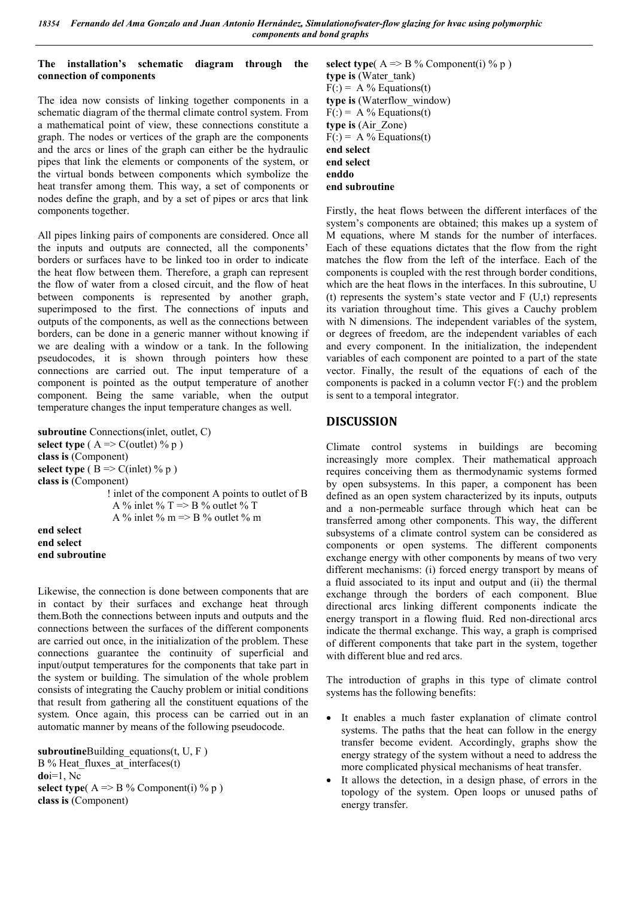### The installation's schematic diagram through the connection of components

The idea now consists of linking together components in a schematic diagram of the thermal climate control system. From a mathematical point of view, these connections constitute a graph. The nodes or vertices of the graph are the components and the arcs or lines of the graph can either be the hydraulic pipes that link the elements or components of the system, or the virtual bonds between components which symbolize the heat transfer among them. This way, a set of components or nodes define the graph, and by a set of pipes or arcs that link components together.

All pipes linking pairs of components are considered. Once all the inputs and outputs are connected, all the components' borders or surfaces have to be linked too in order to indicate the heat flow between them. Therefore, a graph can represent the flow of water from a closed circuit, and the flow of heat between components is represented by another graph, superimposed to the first. The connections of inputs and outputs of the components, as well as the connections between borders, can be done in a generic manner without knowing if we are dealing with a window or a tank. In the following pseudocodes, it is shown through pointers how these connections are carried out. The input temperature of a component is pointed as the output temperature of another component. Being the same variable, when the output temperature changes the input temperature changes as well.

```
subroutine Connections(inlet, outlet, C)
select type ( A => C(outlet) % p )
class is (Component)
select type ( B => C(inlet) % p )
class is (Component)
        ! inlet of the component A points to outlet of B
        A % inlet % T => B % outlet % T
        A % inlet % m => B % outlet % m
end select
end select
end subroutine
```

Likewise, the connection is done between components that are in contact by their surfaces and exchange heat through them.Both the connections between inputs and outputs and the connections between the surfaces of the different components are carried out once, in the initialization of the problem. These connections guarantee the continuity of superficial and input/output temperatures for the components that take part in the system or building. The simulation of the whole problem consists of integrating the Cauchy problem or initial conditions that result from gathering all the constituent equations of the system. Once again, this process can be carried out in an automatic manner by means of the following pseudocode.

```
subroutineBuilding_equations(t, U, F )
B % Heat_fluxes_at_interfaces(t)
doi=1, Nc
select type( A => B % Component(i) % p )
class is (Component)
select type( A => B % Component(i) % p )
type is (Water_tank)
F(:) =  A % Equations(t)
type is (Waterflow_window)
F(:) =  A % Equations(t)
type is (Air_Zone)
F(:) =  A % Equations(t)
end select
end select
enddo
end subroutine
```

Firstly, the heat flows between the different interfaces of the system's components are obtained; this makes up a system of M equations, where M stands for the number of interfaces. Each of these equations dictates that the flow from the right matches the flow from the left of the interface. Each of the components is coupled with the rest through border conditions, which are the heat flows in the interfaces. In this subroutine, U (t) represents the system's state vector and F (U,t) represents its variation throughout time. This gives a Cauchy problem with N dimensions. The independent variables of the system, or degrees of freedom, are the independent variables of each and every component. In the initialization, the independent variables of each component are pointed to a part of the state vector. Finally, the result of the equations of each of the components is packed in a column vector F(:) and the problem is sent to a temporal integrator.

## DISCUSSION

Climate control systems in buildings are becoming increasingly more complex. Their mathematical approach requires conceiving them as thermodynamic systems formed by open subsystems. In this paper, a component has been defined as an open system characterized by its inputs, outputs and a non-permeable surface through which heat can be transferred among other components. This way, the different subsystems of a climate control system can be considered as components or open systems. The different components exchange energy with other components by means of two very different mechanisms: (i) forced energy transport by means of a fluid associated to its input and output and (ii) the thermal exchange through the borders of each component. Blue directional arcs linking different components indicate the energy transport in a flowing fluid. Red non-directional arcs indicate the thermal exchange. This way, a graph is comprised of different components that take part in the system, together with different blue and red arcs.

The introduction of graphs in this type of climate control systems has the following benefits:

- It enables a much faster explanation of climate control systems. The paths that the heat can follow in the energy transfer become evident. Accordingly, graphs show the energy strategy of the system without a need to address the more complicated physical mechanisms of heat transfer.
- It allows the detection, in a design phase, of errors in the topology of the system. Open loops or unused paths of energy transfer.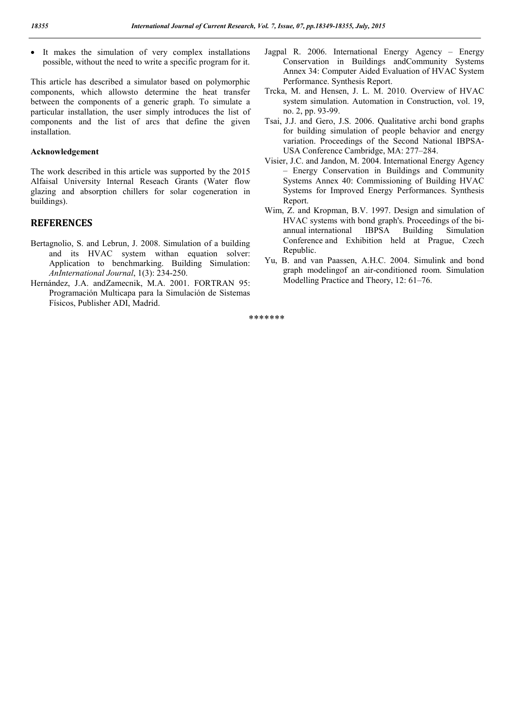- It makes the simulation of very complex installations possible, without the need to write a specific program for it.

This article has described a simulator based on polymorphic components, which allowsto determine the heat transfer between the components of a generic graph. To simulate a particular installation, the user simply introduces the list of components and the list of arcs that define the given installation.

### Acknowledgement

The work described in this article was supported by the 2015 Alfaisal University Internal Reseach Grants (Water flow glazing and absorption chillers for solar cogeneration in buildings).

## REFERENCES

Bertagnolio, S. and Lebrun, J. 2008. Simulation of a building and its HVAC system withan equation solver: Application to benchmarking. Building Simulation: *AnInternational Journal*, 1(3): 234-250.

Hernández, J.A. andZamecnik, M.A. 2001. FORTRAN 95: Programación Multicapa para la Simulación de Sistemas Físicos, Publisher ADI, Madrid.

Jagpal R. 2006. International Energy Agency – Energy Conservation in Buildings andCommunity Systems Annex 34: Computer Aided Evaluation of HVAC System Performance. Synthesis Report.

Trcka, M. and Hensen, J. L. M. 2010. Overview of HVAC system simulation. Automation in Construction, vol. 19, no. 2, pp. 93-99.

Tsai, J.J. and Gero, J.S. 2006. Qualitative archi bond graphs for building simulation of people behavior and energy variation. Proceedings of the Second National IBPSA-USA Conference Cambridge, MA: 277–284.

Visier, J.C. and Jandon, M. 2004. International Energy Agency – Energy Conservation in Buildings and Community Systems Annex 40: Commissioning of Building HVAC Systems for Improved Energy Performances. Synthesis Report.

Wim, Z. and Kropman, B.V. 1997. Design and simulation of HVAC systems with bond graph's. Proceedings of the bi-annual international IBPSA Building Simulation Conference and Exhibition held at Prague, Czech Republic.

Yu, B. and van Paassen, A.H.C. 2004. Simulink and bond graph modelingof an air-conditioned room. Simulation Modelling Practice and Theory, 12: 61–76.

*******